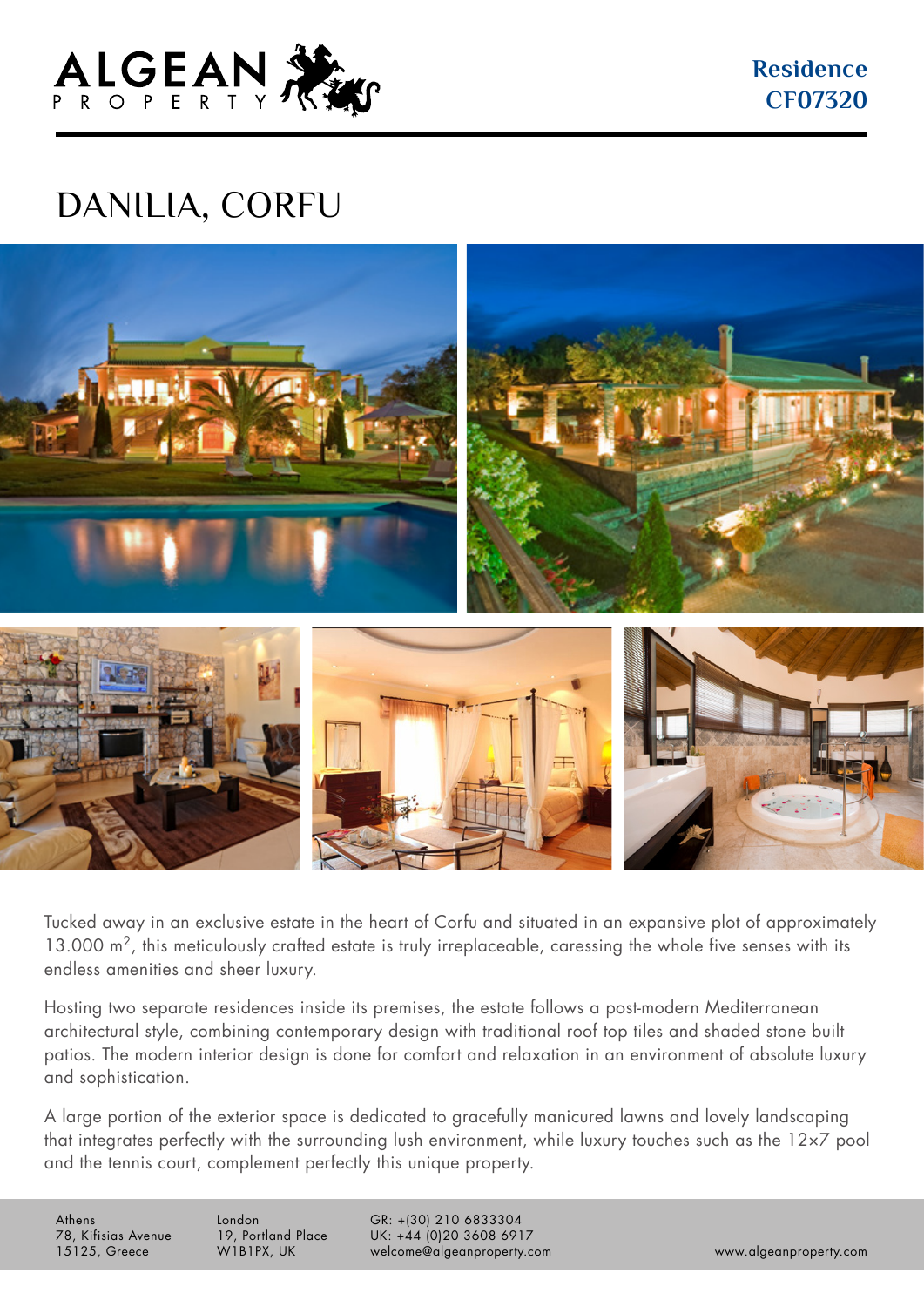ALGEAN PROPERTY

**Residence CF07320**

# DANILIA, CORFU

Tucked away in an exclusive estate in the heart of Corfu and situated in an expansive plot of approximately 13.000 $m^2$, this meticulously crafted estate is truly irreplaceable, caressing the whole five senses with its endless amenities and sheer luxury.

Hosting two separate residences inside its premises, the estate follows a post-modern Mediterranean architectural style, combining contemporary design with traditional roof top tiles and shaded stone built patios. The modern interior design is done for comfort and relaxation in an environment of absolute luxury and sophistication.

A large portion of the exterior space is dedicated to gracefully manicured lawns and lovely landscaping that integrates perfectly with the surrounding lush environment, while luxury touches such as the 12x7 pool and the tennis court, complement perfectly this unique property.

Athens
78, Kifisias Avenue
15125, Greece

London
19, Portland Place
W1B1PX, UK

GR: +(30) 210 6833304
UK: +44 (0)20 3608 6917
welcome@algeanproperty.com

www.algeanproperty.com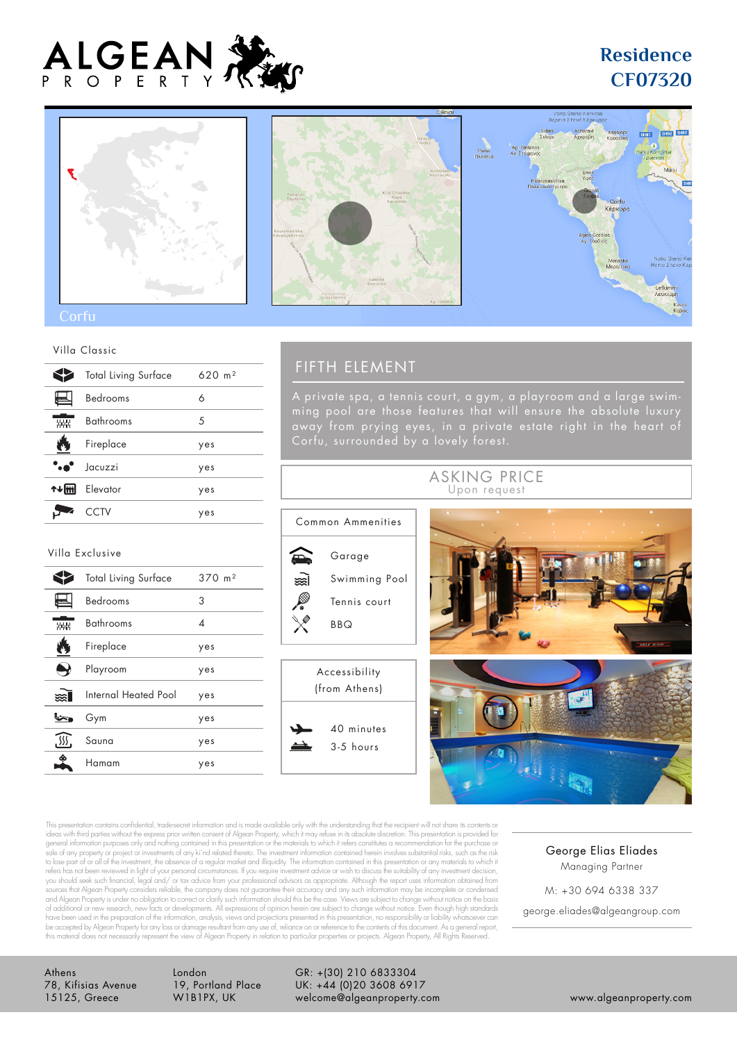# Residence CF07320

Corfu

## Villa Classic

| | |
|---|---|
| Total Living Surface | 620 m² |
| Bedrooms | 6 |
| Bathrooms | 5 |
| Fireplace | yes |
| Jacuzzi | yes |
| Elevator | yes |
| CCTV | yes |

## Villa Exclusive

| | |
|---|---|
| Total Living Surface | 370 m² |
| Bedrooms | 3 |
| Bathrooms | 4 |
| Fireplace | yes |
| Playroom | yes |
| Internal Heated Pool | yes |
| Gym | yes |
| Sauna | yes |
| Hamam | yes |

## FIFTH ELEMENT

A private spa, a tennis court, a gym, a playroom and a large swimming pool are those features that will ensure the absolute luxury away from prying eyes, in a private estate right in the heart of Corfu, surrounded by a lovely forest.

**ASKING PRICE**
Upon request

### Common Ammenities

- Garage
- Swimming Pool
- Tennis court
- BBQ

### Accessibility (from Athens)

- 40 minutes
- 3-5 hours

This presentation contains confidential, trade-secret information and is made available only with the understanding that the recipient will not share its contents or ideas with third parties without the express prior written consent of Algean Property, which it may refuse in its absolute discretion. This presentation is provided for general information purposes only and nothing contained in this presentation or the materials to which it refers constitutes a recommendation for the purchase or sale of any property or project or investments of any ki`nd related thereto. The investment information contained herein involves substantial risks, such as the risk to lose part of or all of the investment, the absence of a regular market and illiquidity. The information contained in this presentation or any materials to which it refers has not been reviewed in light of your personal circumstances. If you require investment advice or wish to discuss the suitability of any investment decision, you should seek such financial, legal and/ or tax advice from your professional advisors as appropriate. Although the report uses information obtained from sources that Algean Property considers reliable, the company does not guarantee their accuracy and any such information may be incomplete or condensed and Algean Property is under no obligation to correct or clarify such information should this be the case. Views are subject to change without notice on the basis of additional or new research, new facts or developments. All expressions of opinion herein are subject to change without notice. Even though high standards have been used in the preparation of the information, analysis, views and projections presented in this presentation, no responsibility or liability whatsoever can be accepted by Algean Property for any loss or damage resultant from any use of, reliance on or reference to the contents of this document. As a general report, this material does not necessarily represent the view of Algean Property in relation to particular properties or projects. Algean Property, All Rights Reserved.

George Elias Eliades
Managing Partner

M: +30 694 6338 337

george.eliades@algeangroup.com

Athens
78, Kifisias Avenue
15125, Greece

London
19, Portland Place
W1B1PX, UK

GR: +(30) 210 6833304
UK: +44 (0)20 3608 6917
welcome@algeanproperty.com

www.algeanproperty.com